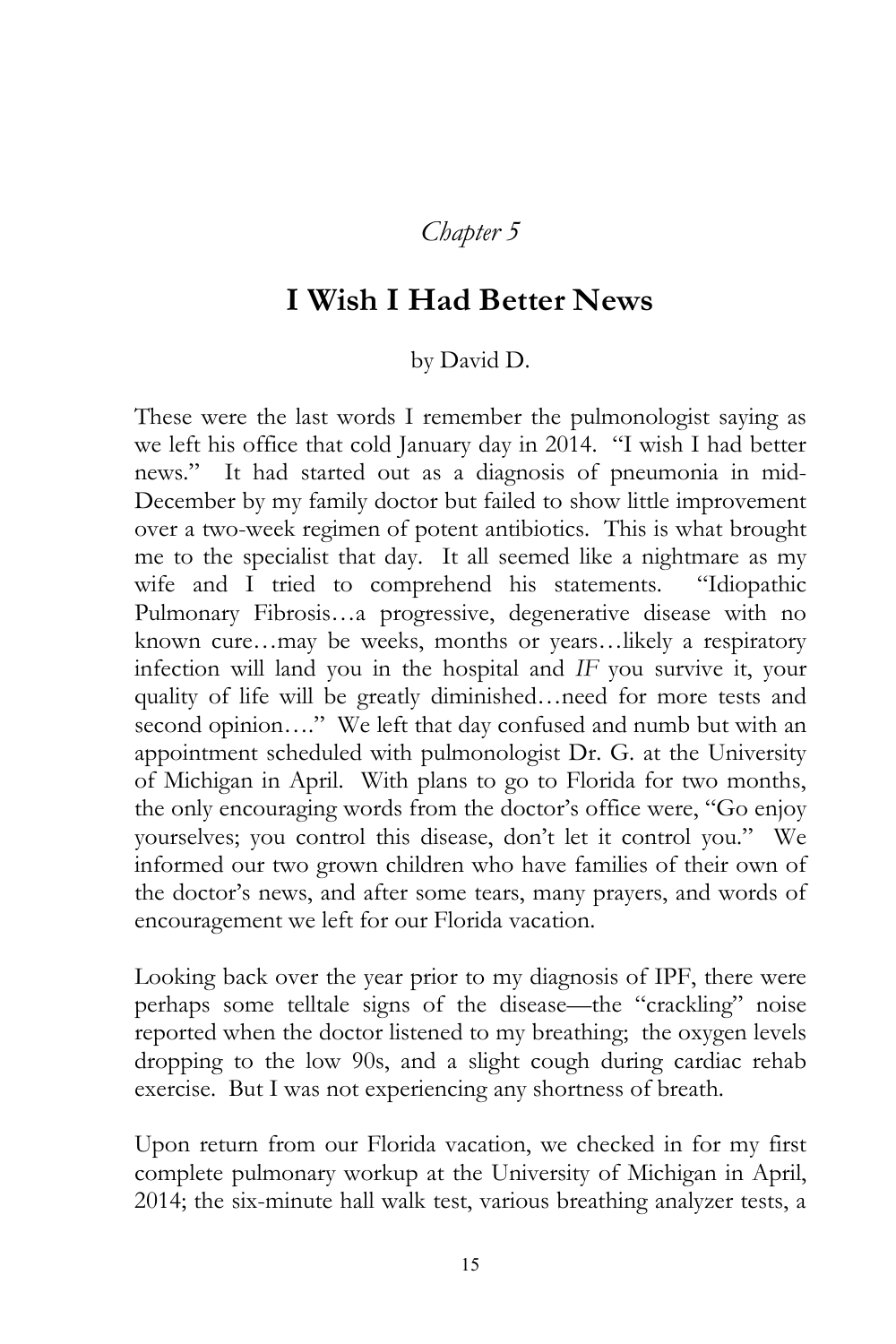*Chapter 5*

# I Wish I Had Better News

by David D.

These were the last words I remember the pulmonologist saying as we left his office that cold January day in 2014. "I wish I had better news." It had started out as a diagnosis of pneumonia in mid-December by my family doctor but failed to show little improvement over a two-week regimen of potent antibiotics. This is what brought me to the specialist that day. It all seemed like a nightmare as my wife and I tried to comprehend his statements. "Idiopathic Pulmonary Fibrosis…a progressive, degenerative disease with no known cure…may be weeks, months or years…likely a respiratory infection will land you in the hospital and *IF* you survive it, your quality of life will be greatly diminished…need for more tests and second opinion…." We left that day confused and numb but with an appointment scheduled with pulmonologist Dr. G. at the University of Michigan in April. With plans to go to Florida for two months, the only encouraging words from the doctor's office were, "Go enjoy yourselves; you control this disease, don't let it control you." We informed our two grown children who have families of their own of the doctor's news, and after some tears, many prayers, and words of encouragement we left for our Florida vacation.

Looking back over the year prior to my diagnosis of IPF, there were perhaps some telltale signs of the disease—the "crackling" noise reported when the doctor listened to my breathing; the oxygen levels dropping to the low 90s, and a slight cough during cardiac rehab exercise. But I was not experiencing any shortness of breath.

Upon return from our Florida vacation, we checked in for my first complete pulmonary workup at the University of Michigan in April, 2014; the six-minute hall walk test, various breathing analyzer tests, a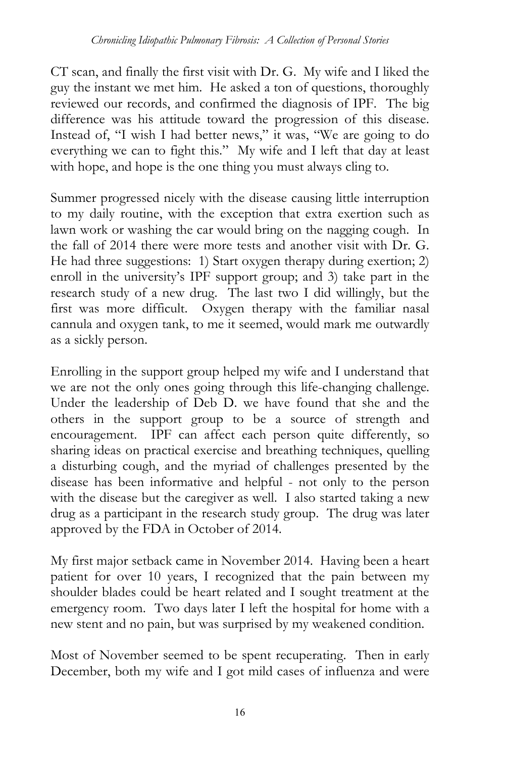CT scan, and finally the first visit with Dr. G. My wife and I liked the guy the instant we met him. He asked a ton of questions, thoroughly reviewed our records, and confirmed the diagnosis of IPF. The big difference was his attitude toward the progression of this disease. Instead of, "I wish I had better news," it was, "We are going to do everything we can to fight this." My wife and I left that day at least with hope, and hope is the one thing you must always cling to.

Summer progressed nicely with the disease causing little interruption to my daily routine, with the exception that extra exertion such as lawn work or washing the car would bring on the nagging cough. In the fall of 2014 there were more tests and another visit with Dr. G. He had three suggestions: 1) Start oxygen therapy during exertion; 2) enroll in the university's IPF support group; and 3) take part in the research study of a new drug. The last two I did willingly, but the first was more difficult. Oxygen therapy with the familiar nasal cannula and oxygen tank, to me it seemed, would mark me outwardly as a sickly person.

Enrolling in the support group helped my wife and I understand that we are not the only ones going through this life-changing challenge. Under the leadership of Deb D. we have found that she and the others in the support group to be a source of strength and encouragement. IPF can affect each person quite differently, so sharing ideas on practical exercise and breathing techniques, quelling a disturbing cough, and the myriad of challenges presented by the disease has been informative and helpful - not only to the person with the disease but the caregiver as well. I also started taking a new drug as a participant in the research study group. The drug was later approved by the FDA in October of 2014.

My first major setback came in November 2014. Having been a heart patient for over 10 years, I recognized that the pain between my shoulder blades could be heart related and I sought treatment at the emergency room. Two days later I left the hospital for home with a new stent and no pain, but was surprised by my weakened condition.

Most of November seemed to be spent recuperating. Then in early December, both my wife and I got mild cases of influenza and were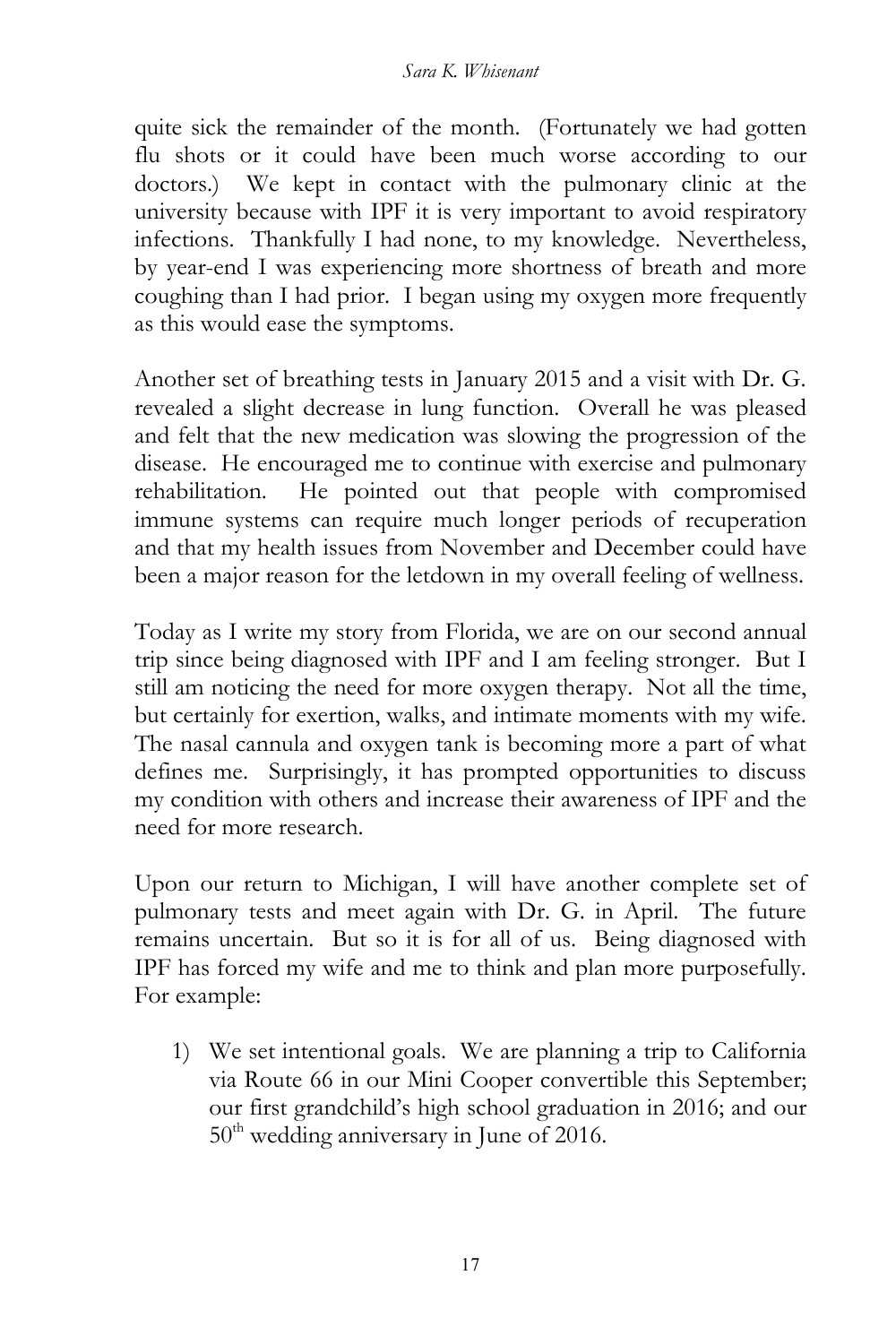quite sick the remainder of the month. (Fortunately we had gotten flu shots or it could have been much worse according to our doctors.) We kept in contact with the pulmonary clinic at the university because with IPF it is very important to avoid respiratory infections. Thankfully I had none, to my knowledge. Nevertheless, by year-end I was experiencing more shortness of breath and more coughing than I had prior. I began using my oxygen more frequently as this would ease the symptoms.

Another set of breathing tests in January 2015 and a visit with Dr. G. revealed a slight decrease in lung function. Overall he was pleased and felt that the new medication was slowing the progression of the disease. He encouraged me to continue with exercise and pulmonary rehabilitation. He pointed out that people with compromised immune systems can require much longer periods of recuperation and that my health issues from November and December could have been a major reason for the letdown in my overall feeling of wellness.

Today as I write my story from Florida, we are on our second annual trip since being diagnosed with IPF and I am feeling stronger. But I still am noticing the need for more oxygen therapy. Not all the time, but certainly for exertion, walks, and intimate moments with my wife. The nasal cannula and oxygen tank is becoming more a part of what defines me. Surprisingly, it has prompted opportunities to discuss my condition with others and increase their awareness of IPF and the need for more research.

Upon our return to Michigan, I will have another complete set of pulmonary tests and meet again with Dr. G. in April. The future remains uncertain. But so it is for all of us. Being diagnosed with IPF has forced my wife and me to think and plan more purposefully. For example:

1) We set intentional goals. We are planning a trip to California via Route 66 in our Mini Cooper convertible this September; our first grandchild's high school graduation in 2016; and our 50th wedding anniversary in June of 2016.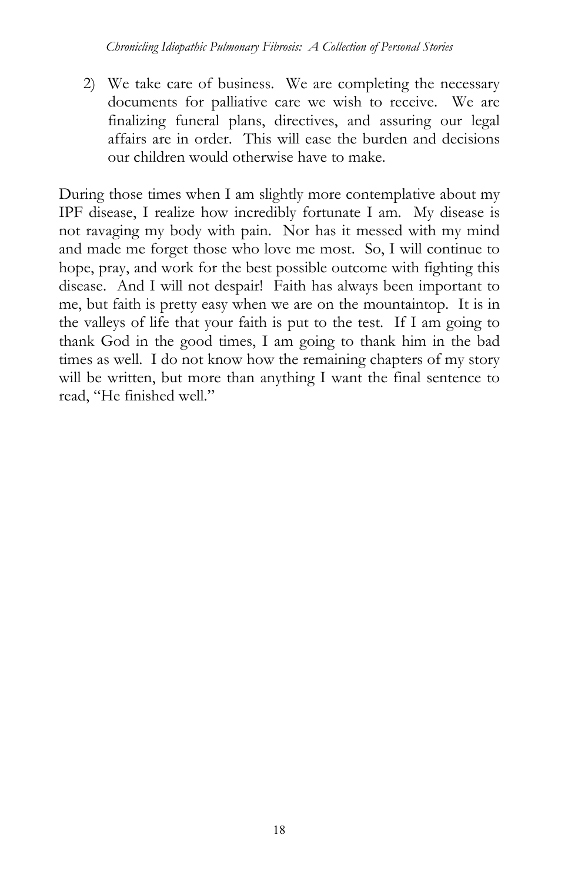2) We take care of business. We are completing the necessary documents for palliative care we wish to receive. We are finalizing funeral plans, directives, and assuring our legal affairs are in order. This will ease the burden and decisions our children would otherwise have to make.

During those times when I am slightly more contemplative about my IPF disease, I realize how incredibly fortunate I am. My disease is not ravaging my body with pain. Nor has it messed with my mind and made me forget those who love me most. So, I will continue to hope, pray, and work for the best possible outcome with fighting this disease. And I will not despair! Faith has always been important to me, but faith is pretty easy when we are on the mountaintop. It is in the valleys of life that your faith is put to the test. If I am going to thank God in the good times, I am going to thank him in the bad times as well. I do not know how the remaining chapters of my story will be written, but more than anything I want the final sentence to read, "He finished well."